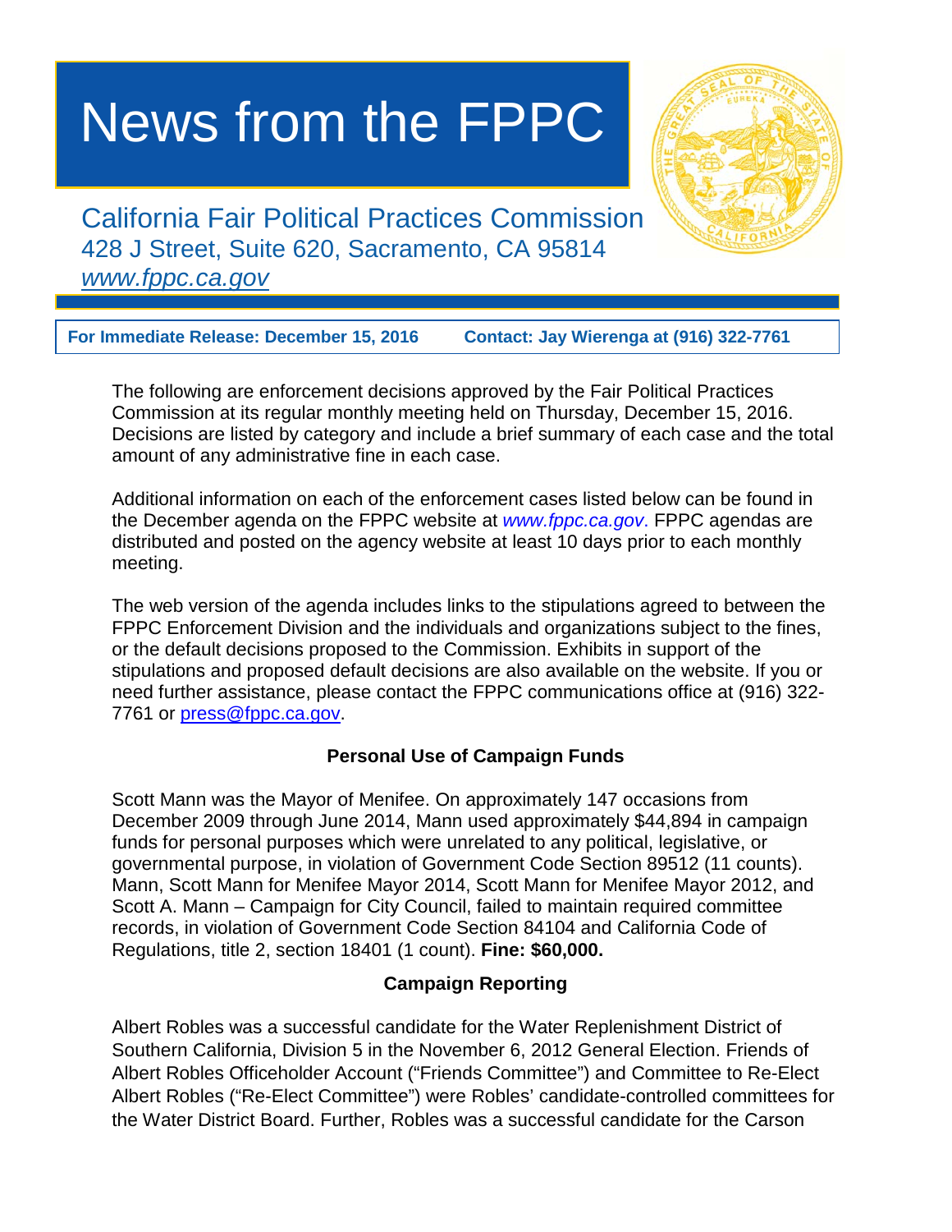# News from the FPPC

California Fair Political Practices Commission
428 J Street, Suite 620, Sacramento, CA 95814
[www.fppc.ca.gov](http://www.fppc.ca.gov)

**For Immediate Release: December 15, 2016** **Contact: Jay Wierenga at (916) 322-7761**

The following are enforcement decisions approved by the Fair Political Practices Commission at its regular monthly meeting held on Thursday, December 15, 2016. Decisions are listed by category and include a brief summary of each case and the total amount of any administrative fine in each case.

Additional information on each of the enforcement cases listed below can be found in the December agenda on the FPPC website at *www.fppc.ca.gov*. FPPC agendas are distributed and posted on the agency website at least 10 days prior to each monthly meeting.

The web version of the agenda includes links to the stipulations agreed to between the FPPC Enforcement Division and the individuals and organizations subject to the fines, or the default decisions proposed to the Commission. Exhibits in support of the stipulations and proposed default decisions are also available on the website. If you or need further assistance, please contact the FPPC communications office at (916) 322-7761 or [press@fppc.ca.gov](mailto:press@fppc.ca.gov).

### Personal Use of Campaign Funds

Scott Mann was the Mayor of Menifee. On approximately 147 occasions from December 2009 through June 2014, Mann used approximately $44,894 in campaign funds for personal purposes which were unrelated to any political, legislative, or governmental purpose, in violation of Government Code Section 89512 (11 counts). Mann, Scott Mann for Menifee Mayor 2014, Scott Mann for Menifee Mayor 2012, and Scott A. Mann – Campaign for City Council, failed to maintain required committee records, in violation of Government Code Section 84104 and California Code of Regulations, title 2, section 18401 (1 count). **Fine: $60,000.**

### Campaign Reporting

Albert Robles was a successful candidate for the Water Replenishment District of Southern California, Division 5 in the November 6, 2012 General Election. Friends of Albert Robles Officeholder Account ("Friends Committee") and Committee to Re-Elect Albert Robles ("Re-Elect Committee") were Robles' candidate-controlled committees for the Water District Board. Further, Robles was a successful candidate for the Carson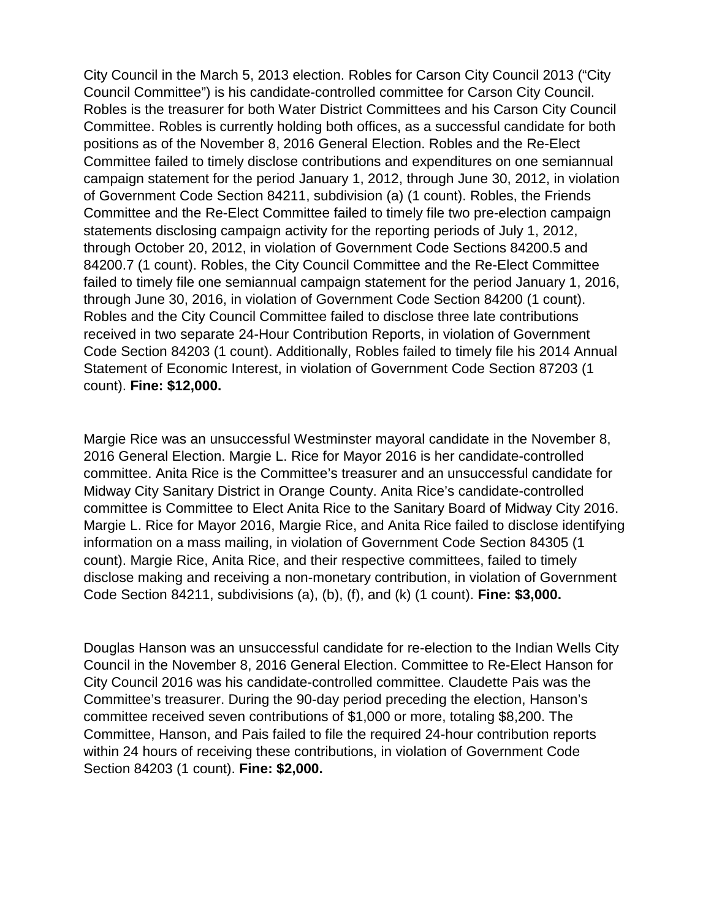City Council in the March 5, 2013 election. Robles for Carson City Council 2013 ("City Council Committee") is his candidate-controlled committee for Carson City Council. Robles is the treasurer for both Water District Committees and his Carson City Council Committee. Robles is currently holding both offices, as a successful candidate for both positions as of the November 8, 2016 General Election. Robles and the Re-Elect Committee failed to timely disclose contributions and expenditures on one semiannual campaign statement for the period January 1, 2012, through June 30, 2012, in violation of Government Code Section 84211, subdivision (a) (1 count). Robles, the Friends Committee and the Re-Elect Committee failed to timely file two pre-election campaign statements disclosing campaign activity for the reporting periods of July 1, 2012, through October 20, 2012, in violation of Government Code Sections 84200.5 and 84200.7 (1 count). Robles, the City Council Committee and the Re-Elect Committee failed to timely file one semiannual campaign statement for the period January 1, 2016, through June 30, 2016, in violation of Government Code Section 84200 (1 count). Robles and the City Council Committee failed to disclose three late contributions received in two separate 24-Hour Contribution Reports, in violation of Government Code Section 84203 (1 count). Additionally, Robles failed to timely file his 2014 Annual Statement of Economic Interest, in violation of Government Code Section 87203 (1 count). **Fine: $12,000.**

Margie Rice was an unsuccessful Westminster mayoral candidate in the November 8, 2016 General Election. Margie L. Rice for Mayor 2016 is her candidate-controlled committee. Anita Rice is the Committee's treasurer and an unsuccessful candidate for Midway City Sanitary District in Orange County. Anita Rice's candidate-controlled committee is Committee to Elect Anita Rice to the Sanitary Board of Midway City 2016. Margie L. Rice for Mayor 2016, Margie Rice, and Anita Rice failed to disclose identifying information on a mass mailing, in violation of Government Code Section 84305 (1 count). Margie Rice, Anita Rice, and their respective committees, failed to timely disclose making and receiving a non-monetary contribution, in violation of Government Code Section 84211, subdivisions (a), (b), (f), and (k) (1 count). **Fine: $3,000.**

Douglas Hanson was an unsuccessful candidate for re-election to the Indian Wells City Council in the November 8, 2016 General Election. Committee to Re-Elect Hanson for City Council 2016 was his candidate-controlled committee. Claudette Pais was the Committee's treasurer. During the 90-day period preceding the election, Hanson's committee received seven contributions of $1,000 or more, totaling $8,200. The Committee, Hanson, and Pais failed to file the required 24-hour contribution reports within 24 hours of receiving these contributions, in violation of Government Code Section 84203 (1 count). **Fine: $2,000.**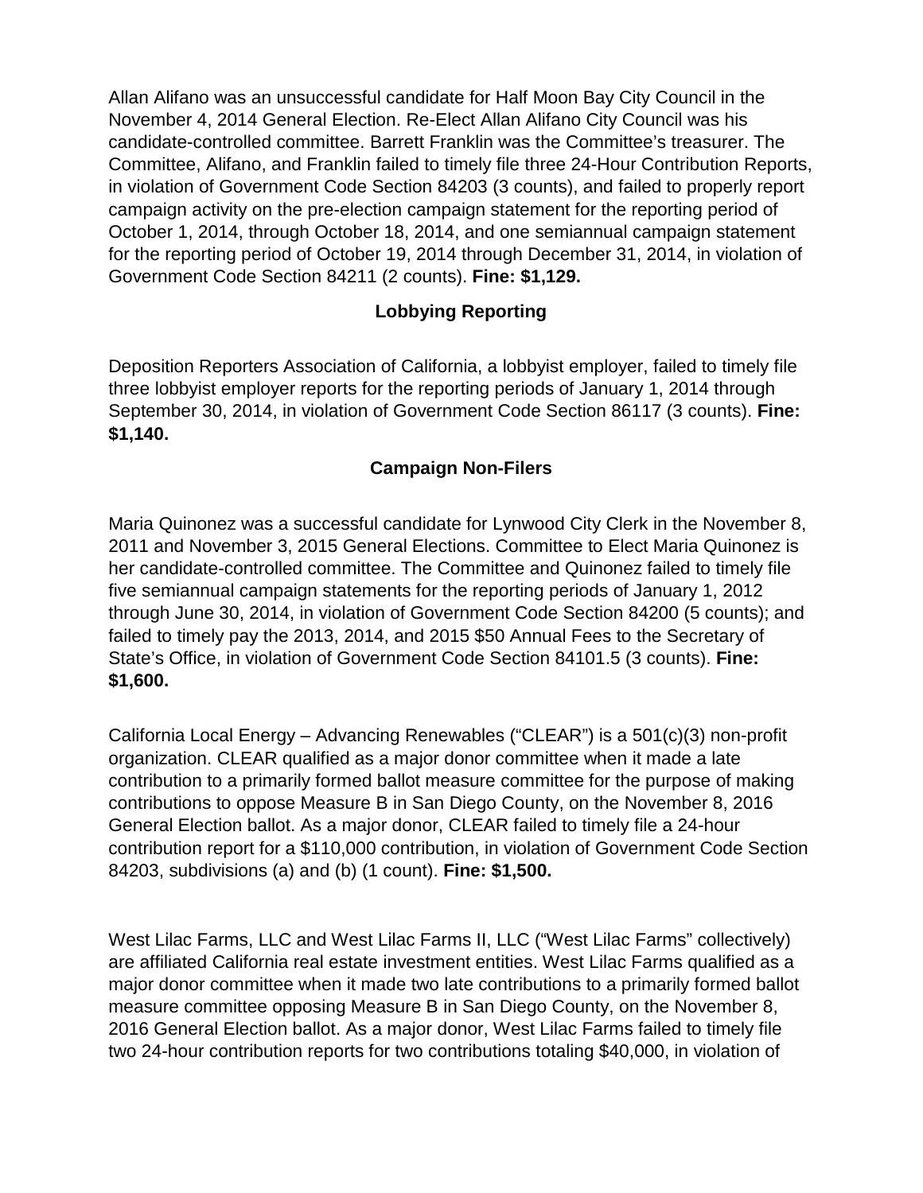Allan Alifano was an unsuccessful candidate for Half Moon Bay City Council in the November 4, 2014 General Election. Re-Elect Allan Alifano City Council was his candidate-controlled committee. Barrett Franklin was the Committee's treasurer. The Committee, Alifano, and Franklin failed to timely file three 24-Hour Contribution Reports, in violation of Government Code Section 84203 (3 counts), and failed to properly report campaign activity on the pre-election campaign statement for the reporting period of October 1, 2014, through October 18, 2014, and one semiannual campaign statement for the reporting period of October 19, 2014 through December 31, 2014, in violation of Government Code Section 84211 (2 counts). **Fine: $1,129.**

## Lobbying Reporting

Deposition Reporters Association of California, a lobbyist employer, failed to timely file three lobbyist employer reports for the reporting periods of January 1, 2014 through September 30, 2014, in violation of Government Code Section 86117 (3 counts). **Fine: $1,140.**

## Campaign Non-Filers

Maria Quinonez was a successful candidate for Lynwood City Clerk in the November 8, 2011 and November 3, 2015 General Elections. Committee to Elect Maria Quinonez is her candidate-controlled committee. The Committee and Quinonez failed to timely file five semiannual campaign statements for the reporting periods of January 1, 2012 through June 30, 2014, in violation of Government Code Section 84200 (5 counts); and failed to timely pay the 2013, 2014, and 2015 $50 Annual Fees to the Secretary of State's Office, in violation of Government Code Section 84101.5 (3 counts). **Fine: $1,600.**

California Local Energy – Advancing Renewables ("CLEAR") is a 501(c)(3) non-profit organization. CLEAR qualified as a major donor committee when it made a late contribution to a primarily formed ballot measure committee for the purpose of making contributions to oppose Measure B in San Diego County, on the November 8, 2016 General Election ballot. As a major donor, CLEAR failed to timely file a 24-hour contribution report for a $110,000 contribution, in violation of Government Code Section 84203, subdivisions (a) and (b) (1 count). **Fine: $1,500.**

West Lilac Farms, LLC and West Lilac Farms II, LLC ("West Lilac Farms" collectively) are affiliated California real estate investment entities. West Lilac Farms qualified as a major donor committee when it made two late contributions to a primarily formed ballot measure committee opposing Measure B in San Diego County, on the November 8, 2016 General Election ballot. As a major donor, West Lilac Farms failed to timely file two 24-hour contribution reports for two contributions totaling $40,000, in violation of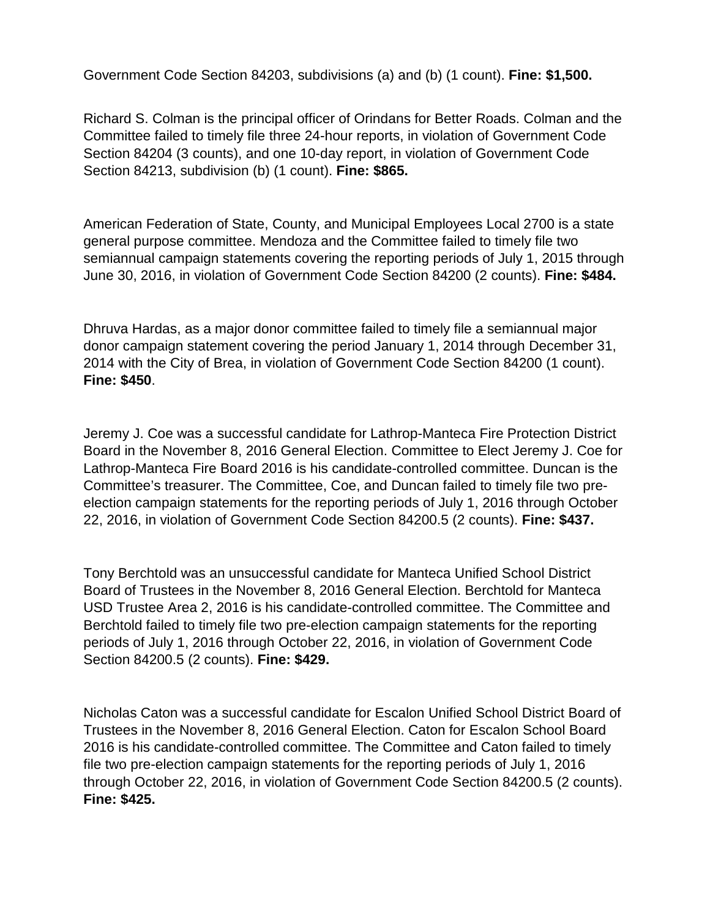Government Code Section 84203, subdivisions (a) and (b) (1 count). **Fine: $1,500.**

Richard S. Colman is the principal officer of Orindans for Better Roads. Colman and the Committee failed to timely file three 24-hour reports, in violation of Government Code Section 84204 (3 counts), and one 10-day report, in violation of Government Code Section 84213, subdivision (b) (1 count). **Fine: $865.**

American Federation of State, County, and Municipal Employees Local 2700 is a state general purpose committee. Mendoza and the Committee failed to timely file two semiannual campaign statements covering the reporting periods of July 1, 2015 through June 30, 2016, in violation of Government Code Section 84200 (2 counts). **Fine: $484.**

Dhruva Hardas, as a major donor committee failed to timely file a semiannual major donor campaign statement covering the period January 1, 2014 through December 31, 2014 with the City of Brea, in violation of Government Code Section 84200 (1 count). **Fine: $450**.

Jeremy J. Coe was a successful candidate for Lathrop-Manteca Fire Protection District Board in the November 8, 2016 General Election. Committee to Elect Jeremy J. Coe for Lathrop-Manteca Fire Board 2016 is his candidate-controlled committee. Duncan is the Committee's treasurer. The Committee, Coe, and Duncan failed to timely file two pre-election campaign statements for the reporting periods of July 1, 2016 through October 22, 2016, in violation of Government Code Section 84200.5 (2 counts). **Fine: $437.**

Tony Berchtold was an unsuccessful candidate for Manteca Unified School District Board of Trustees in the November 8, 2016 General Election. Berchtold for Manteca USD Trustee Area 2, 2016 is his candidate-controlled committee. The Committee and Berchtold failed to timely file two pre-election campaign statements for the reporting periods of July 1, 2016 through October 22, 2016, in violation of Government Code Section 84200.5 (2 counts). **Fine: $429.**

Nicholas Caton was a successful candidate for Escalon Unified School District Board of Trustees in the November 8, 2016 General Election. Caton for Escalon School Board 2016 is his candidate-controlled committee. The Committee and Caton failed to timely file two pre-election campaign statements for the reporting periods of July 1, 2016 through October 22, 2016, in violation of Government Code Section 84200.5 (2 counts). **Fine: $425.**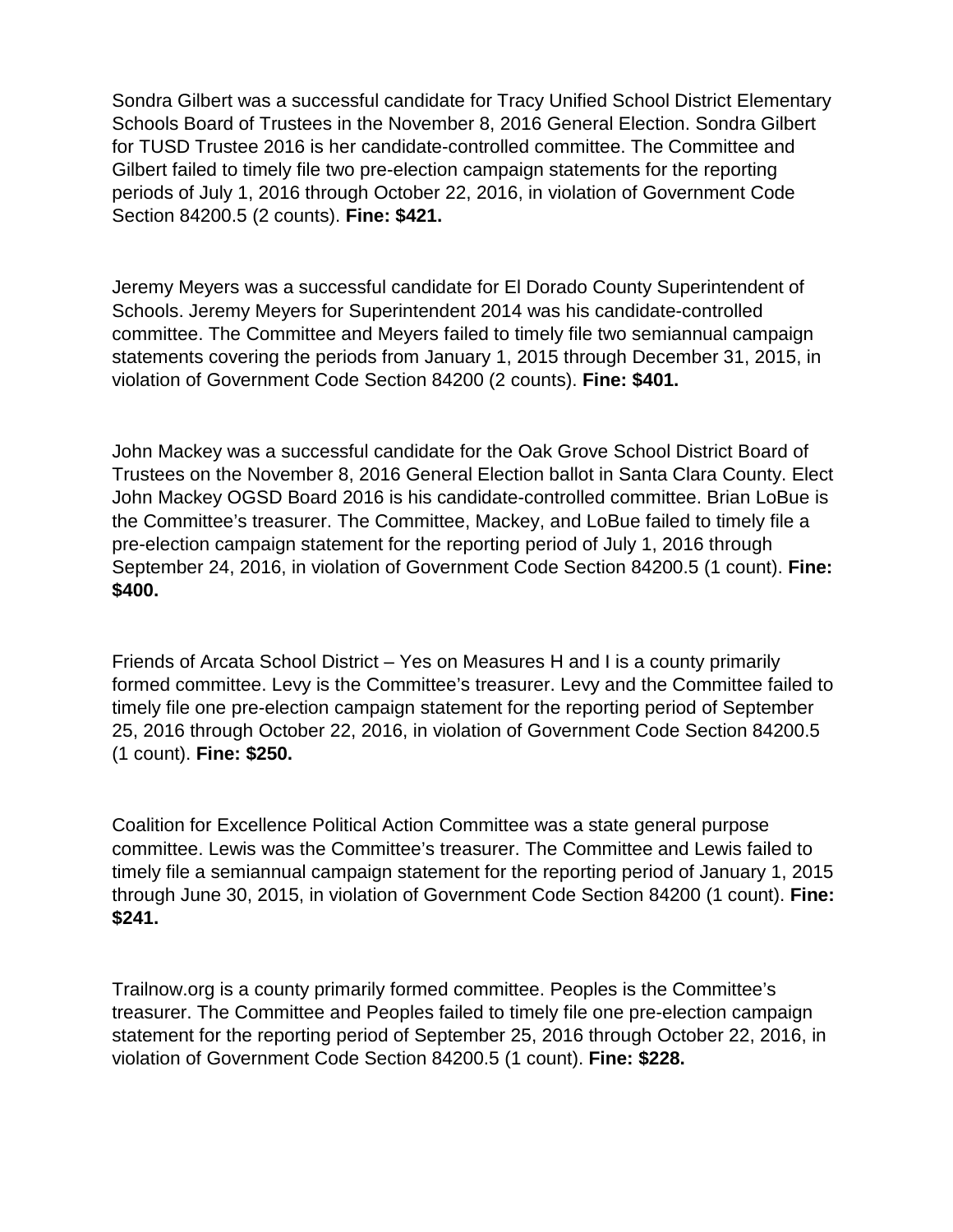Sondra Gilbert was a successful candidate for Tracy Unified School District Elementary Schools Board of Trustees in the November 8, 2016 General Election. Sondra Gilbert for TUSD Trustee 2016 is her candidate-controlled committee. The Committee and Gilbert failed to timely file two pre-election campaign statements for the reporting periods of July 1, 2016 through October 22, 2016, in violation of Government Code Section 84200.5 (2 counts). **Fine: $421.**

Jeremy Meyers was a successful candidate for El Dorado County Superintendent of Schools. Jeremy Meyers for Superintendent 2014 was his candidate-controlled committee. The Committee and Meyers failed to timely file two semiannual campaign statements covering the periods from January 1, 2015 through December 31, 2015, in violation of Government Code Section 84200 (2 counts). **Fine: $401.**

John Mackey was a successful candidate for the Oak Grove School District Board of Trustees on the November 8, 2016 General Election ballot in Santa Clara County. Elect John Mackey OGSD Board 2016 is his candidate-controlled committee. Brian LoBue is the Committee's treasurer. The Committee, Mackey, and LoBue failed to timely file a pre-election campaign statement for the reporting period of July 1, 2016 through September 24, 2016, in violation of Government Code Section 84200.5 (1 count). **Fine: $400.**

Friends of Arcata School District – Yes on Measures H and I is a county primarily formed committee. Levy is the Committee's treasurer. Levy and the Committee failed to timely file one pre-election campaign statement for the reporting period of September 25, 2016 through October 22, 2016, in violation of Government Code Section 84200.5 (1 count). **Fine: $250.**

Coalition for Excellence Political Action Committee was a state general purpose committee. Lewis was the Committee's treasurer. The Committee and Lewis failed to timely file a semiannual campaign statement for the reporting period of January 1, 2015 through June 30, 2015, in violation of Government Code Section 84200 (1 count). **Fine: $241.**

Trailnow.org is a county primarily formed committee. Peoples is the Committee's treasurer. The Committee and Peoples failed to timely file one pre-election campaign statement for the reporting period of September 25, 2016 through October 22, 2016, in violation of Government Code Section 84200.5 (1 count). **Fine: $228.**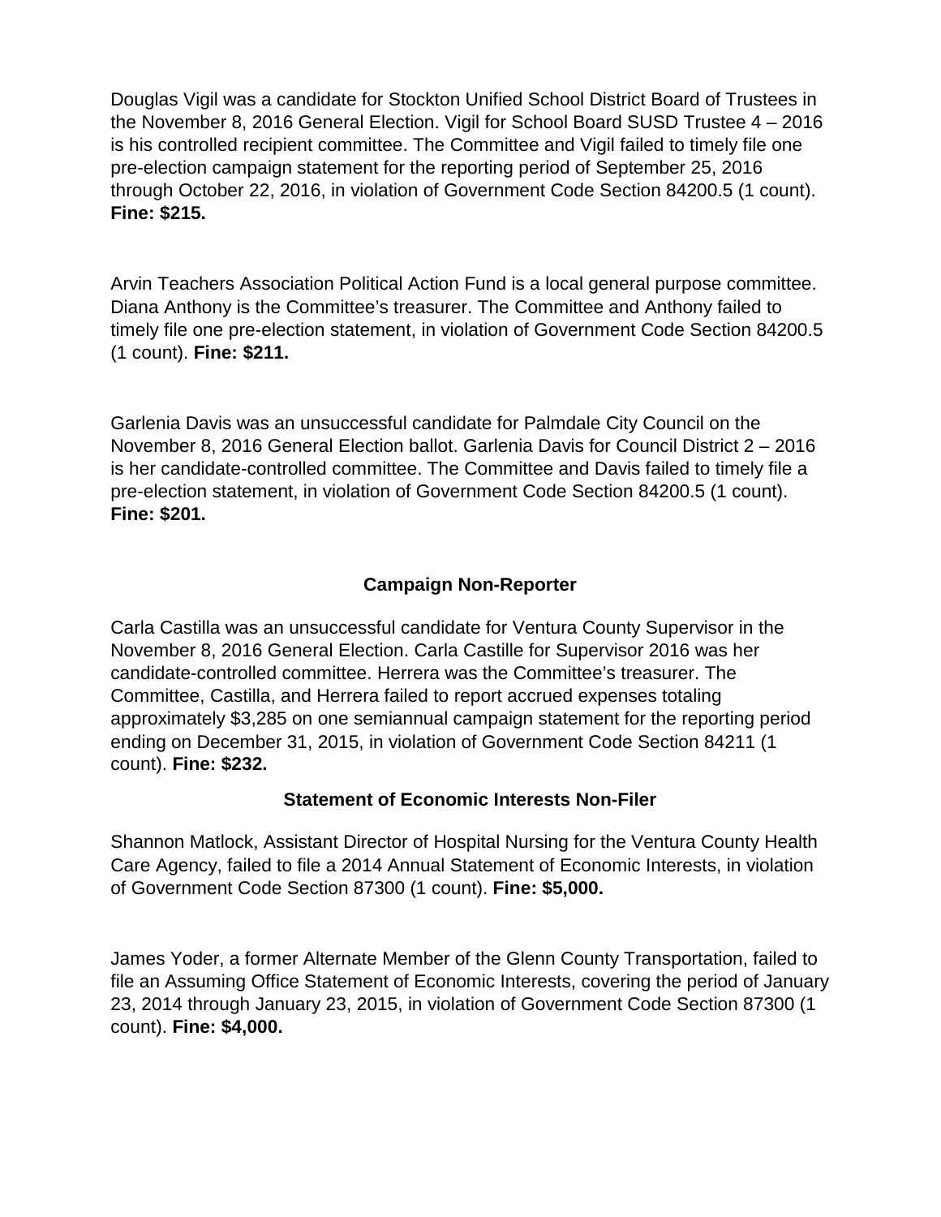Douglas Vigil was a candidate for Stockton Unified School District Board of Trustees in the November 8, 2016 General Election. Vigil for School Board SUSD Trustee 4 – 2016 is his controlled recipient committee. The Committee and Vigil failed to timely file one pre-election campaign statement for the reporting period of September 25, 2016 through October 22, 2016, in violation of Government Code Section 84200.5 (1 count). **Fine: $215.**

Arvin Teachers Association Political Action Fund is a local general purpose committee. Diana Anthony is the Committee's treasurer. The Committee and Anthony failed to timely file one pre-election statement, in violation of Government Code Section 84200.5 (1 count). **Fine: $211.**

Garlenia Davis was an unsuccessful candidate for Palmdale City Council on the November 8, 2016 General Election ballot. Garlenia Davis for Council District 2 – 2016 is her candidate-controlled committee. The Committee and Davis failed to timely file a pre-election statement, in violation of Government Code Section 84200.5 (1 count). **Fine: $201.**

### Campaign Non-Reporter

Carla Castilla was an unsuccessful candidate for Ventura County Supervisor in the November 8, 2016 General Election. Carla Castille for Supervisor 2016 was her candidate-controlled committee. Herrera was the Committee's treasurer. The Committee, Castilla, and Herrera failed to report accrued expenses totaling approximately $3,285 on one semiannual campaign statement for the reporting period ending on December 31, 2015, in violation of Government Code Section 84211 (1 count). **Fine: $232.**

### Statement of Economic Interests Non-Filer

Shannon Matlock, Assistant Director of Hospital Nursing for the Ventura County Health Care Agency, failed to file a 2014 Annual Statement of Economic Interests, in violation of Government Code Section 87300 (1 count). **Fine: $5,000.**

James Yoder, a former Alternate Member of the Glenn County Transportation, failed to file an Assuming Office Statement of Economic Interests, covering the period of January 23, 2014 through January 23, 2015, in violation of Government Code Section 87300 (1 count). **Fine: $4,000.**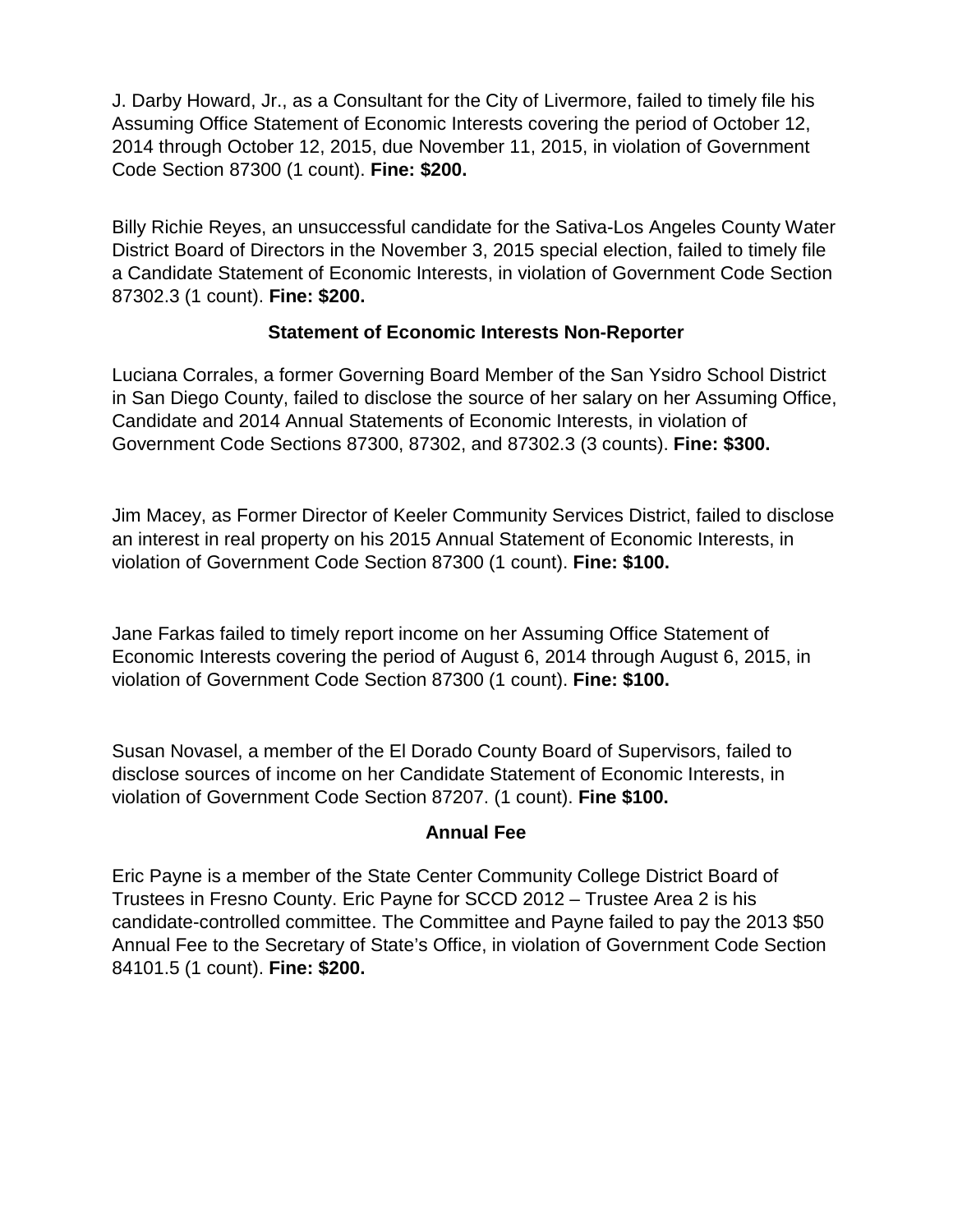J. Darby Howard, Jr., as a Consultant for the City of Livermore, failed to timely file his Assuming Office Statement of Economic Interests covering the period of October 12, 2014 through October 12, 2015, due November 11, 2015, in violation of Government Code Section 87300 (1 count). **Fine: $200.**

Billy Richie Reyes, an unsuccessful candidate for the Sativa-Los Angeles County Water District Board of Directors in the November 3, 2015 special election, failed to timely file a Candidate Statement of Economic Interests, in violation of Government Code Section 87302.3 (1 count). **Fine: $200.**

### Statement of Economic Interests Non-Reporter

Luciana Corrales, a former Governing Board Member of the San Ysidro School District in San Diego County, failed to disclose the source of her salary on her Assuming Office, Candidate and 2014 Annual Statements of Economic Interests, in violation of Government Code Sections 87300, 87302, and 87302.3 (3 counts). **Fine: $300.**

Jim Macey, as Former Director of Keeler Community Services District, failed to disclose an interest in real property on his 2015 Annual Statement of Economic Interests, in violation of Government Code Section 87300 (1 count). **Fine: $100.**

Jane Farkas failed to timely report income on her Assuming Office Statement of Economic Interests covering the period of August 6, 2014 through August 6, 2015, in violation of Government Code Section 87300 (1 count). **Fine: $100.**

Susan Novasel, a member of the El Dorado County Board of Supervisors, failed to disclose sources of income on her Candidate Statement of Economic Interests, in violation of Government Code Section 87207. (1 count). **Fine $100.**

### Annual Fee

Eric Payne is a member of the State Center Community College District Board of Trustees in Fresno County. Eric Payne for SCCD 2012 – Trustee Area 2 is his candidate-controlled committee. The Committee and Payne failed to pay the 2013 $50 Annual Fee to the Secretary of State's Office, in violation of Government Code Section 84101.5 (1 count). **Fine: $200.**